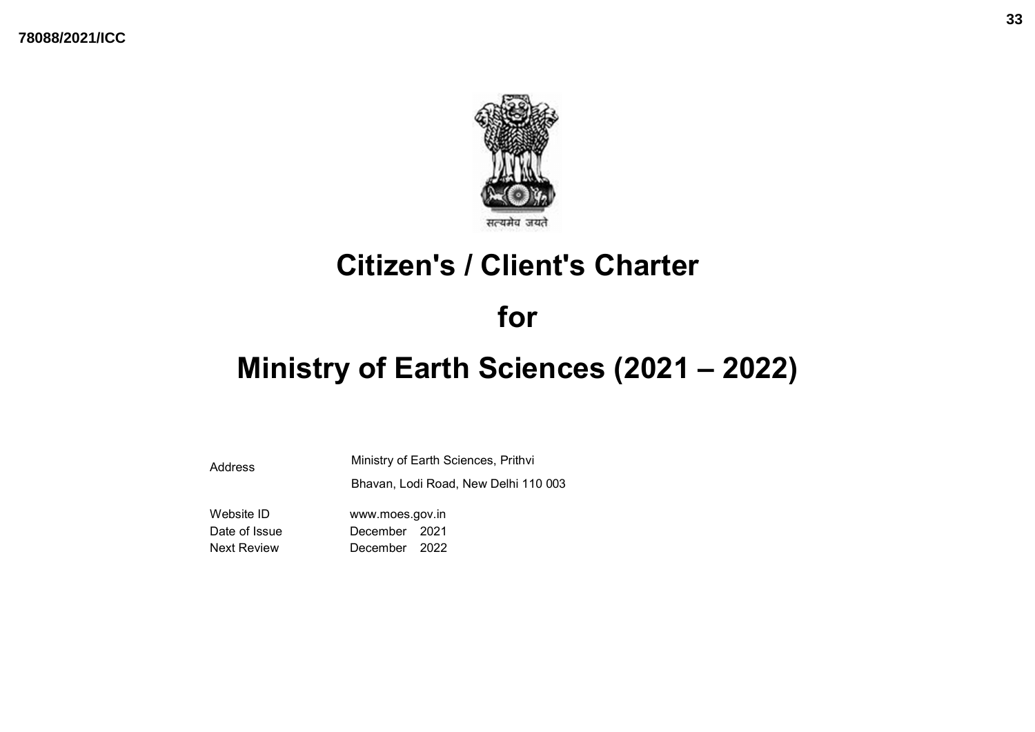78088/2021/ICC

सत्यमेव जयते

# Citizen's / Client's Charter

# for

# Ministry of Earth Sciences (2021 – 2022)

| | |
|---|---|
| Address | Ministry of Earth Sciences, Prithvi Bhavan, Lodi Road, New Delhi 110 003 |
| Website ID | www.moes.gov.in |
| Date of Issue | December 2021 |
| Next Review | December 2022 |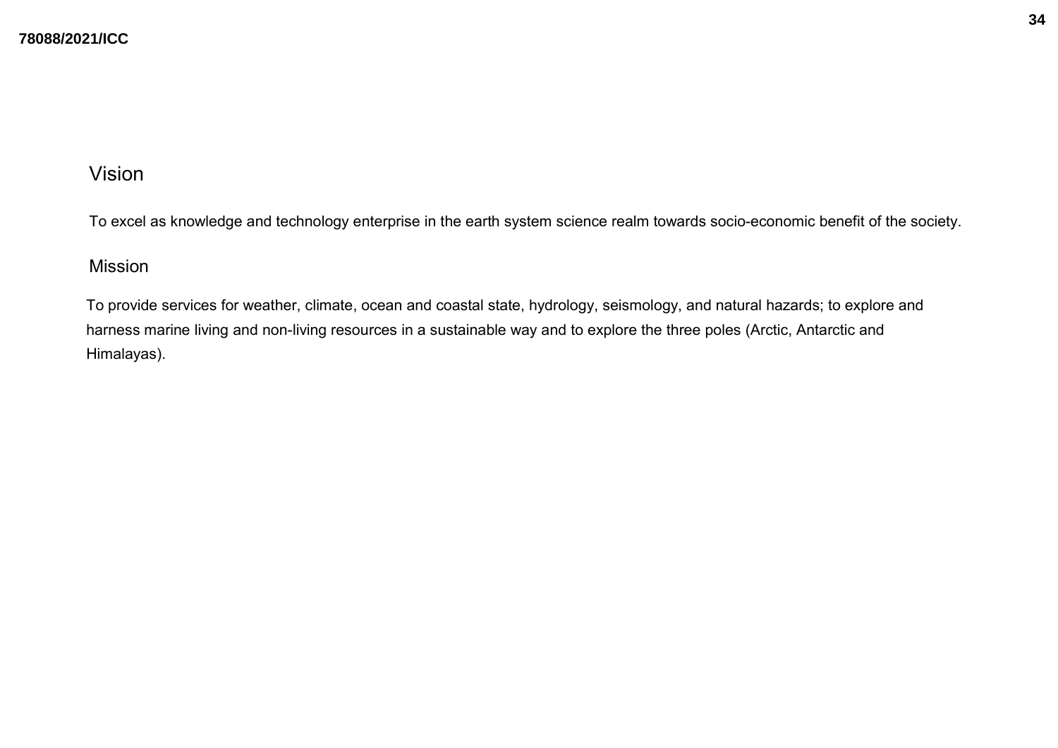## Vision

To excel as knowledge and technology enterprise in the earth system science realm towards socio-economic benefit of the society.

## Mission

To provide services for weather, climate, ocean and coastal state, hydrology, seismology, and natural hazards; to explore and harness marine living and non-living resources in a sustainable way and to explore the three poles (Arctic, Antarctic and Himalayas).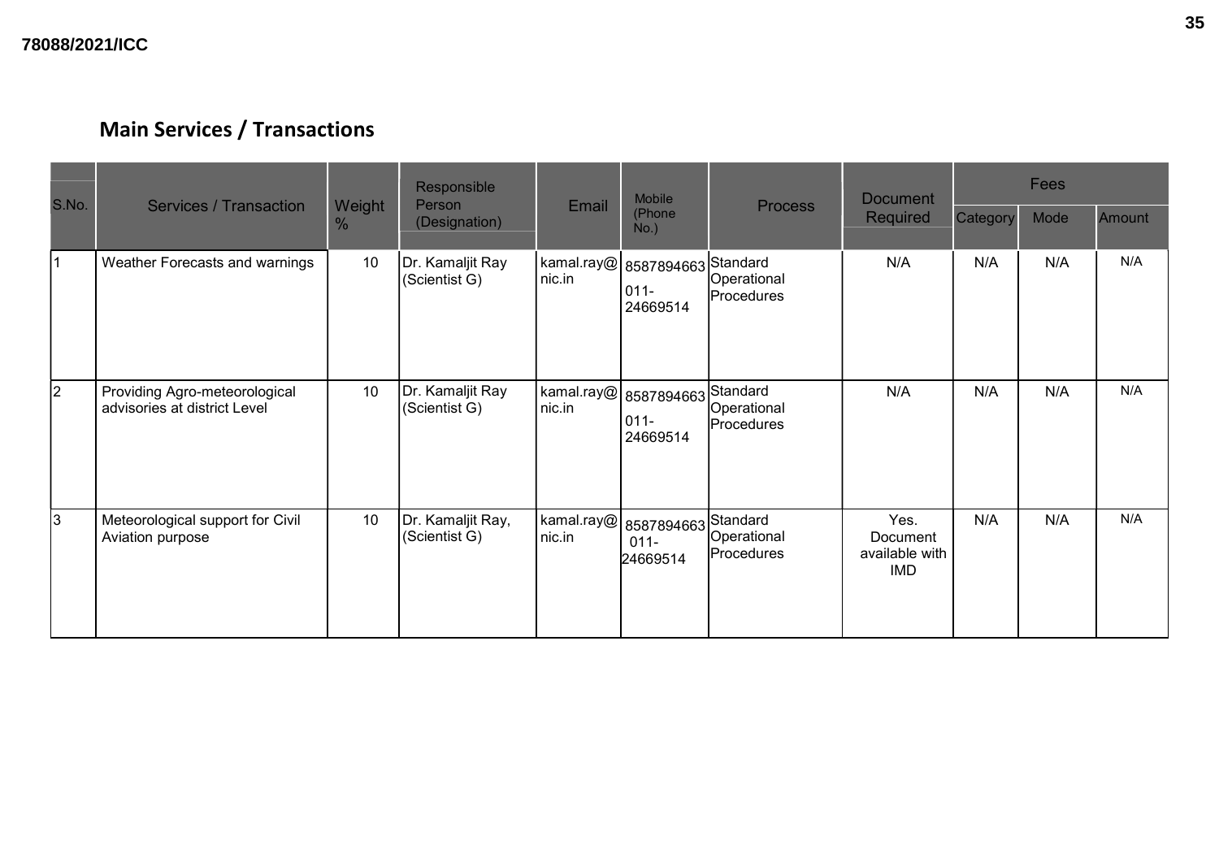## Main Services / Transactions

| S.No. | Services / Transaction | Weight % | Responsible Person (Designation) | Email | Mobile (Phone No.) | Process | Document Required | Fees | | |
|---|---|---|---|---|---|---|---|---|---|---|
| | | | | | | | | Category | Mode | Amount |
| 1 | Weather Forecasts and warnings | 10 | Dr. Kamaljit Ray (Scientist G) | kamal.ray@nic.in | 8587894663 011-24669514 | Standard Operational Procedures | N/A | N/A | N/A | N/A |
| 2 | Providing Agro-meteorological advisories at district Level | 10 | Dr. Kamaljit Ray (Scientist G) | kamal.ray@nic.in | 8587894663 011-24669514 | Standard Operational Procedures | N/A | N/A | N/A | N/A |
| 3 | Meteorological support for Civil Aviation purpose | 10 | Dr. Kamaljit Ray, (Scientist G) | kamal.ray@nic.in | 8587894663 011-24669514 | Standard Operational Procedures | Yes. Document available with IMD | N/A | N/A | N/A |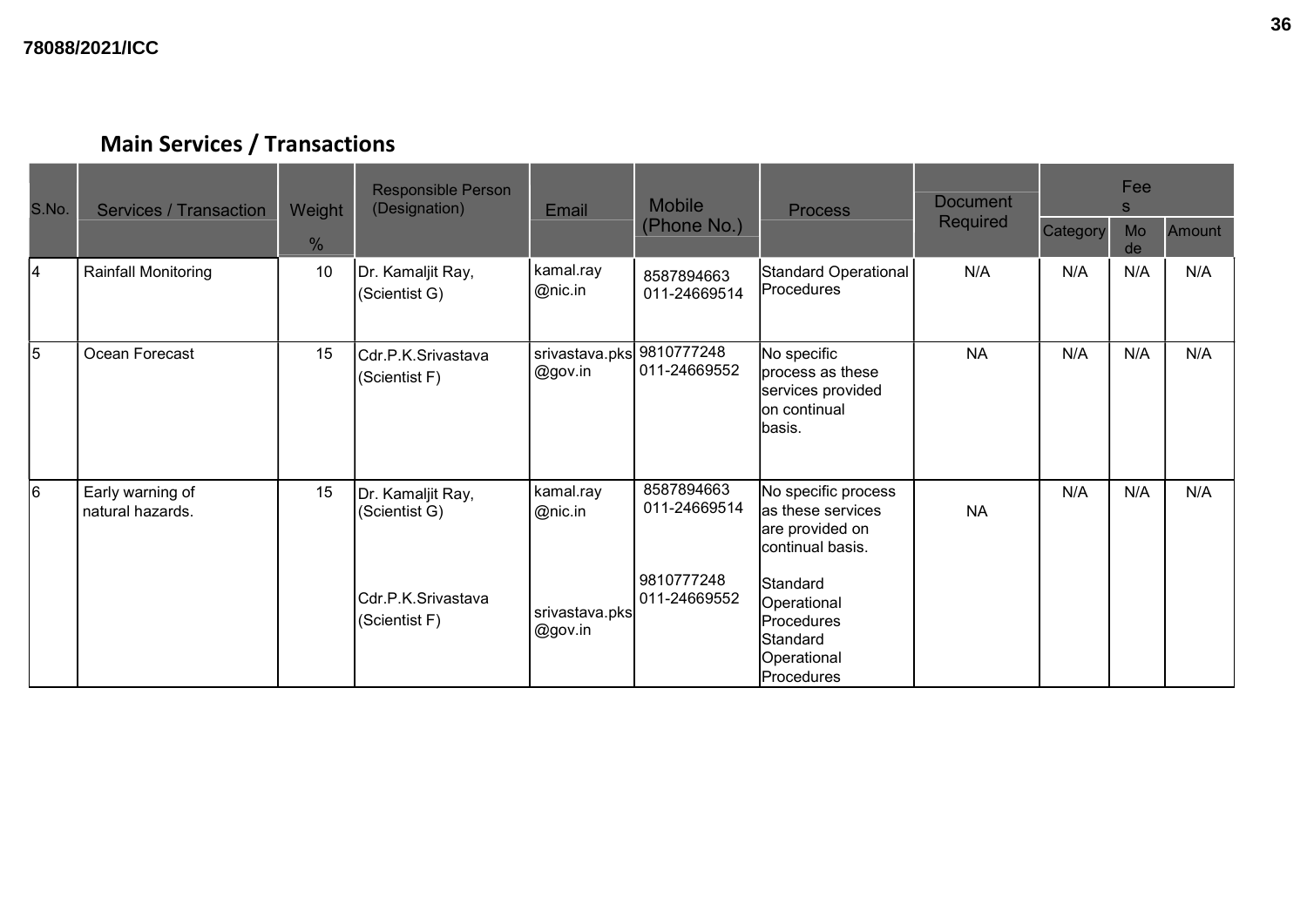## Main Services / Transactions

| S.No. | Services / Transaction | Weight % | Responsible Person (Designation) | Email | Mobile (Phone No.) | Process | Document Required | Fees | | |
|---|---|---|---|---|---|---|---|---|---|---|
| | | | | | | | | Category | Mode | Amount |
| 4 | Rainfall Monitoring | 10 | Dr. Kamaljit Ray, (Scientist G) | kamal.ray @nic.in | 8587894663 011-24669514 | Standard Operational Procedures | N/A | N/A | N/A | N/A |
| 5 | Ocean Forecast | 15 | Cdr.P.K.Srivastava (Scientist F) | srivastava.pks @gov.in | 9810777248 011-24669552 | No specific process as these services provided on continual basis. | NA | N/A | N/A | N/A |
| 6 | Early warning of natural hazards. | 15 | Dr. Kamaljit Ray, (Scientist G)<br><br>Cdr.P.K.Srivastava (Scientist F) | kamal.ray @nic.in<br><br>srivastava.pks @gov.in | 8587894663 011-24669514<br><br>9810777248 011-24669552 | No specific process as these services are provided on continual basis.<br><br>Standard Operational Procedures Standard Operational Procedures | NA | N/A | N/A | N/A |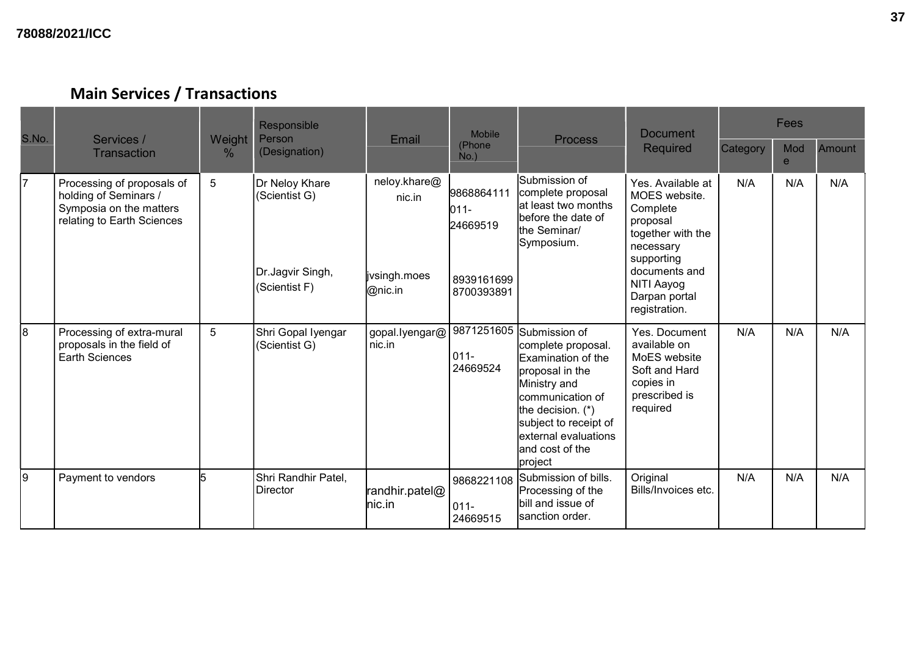## Main Services / Transactions

| S.No. | Services / Transaction | Weight % | Responsible Person (Designation) | Email | Mobile (Phone No.) | Process | Document Required | Fees | | |
|---|---|---|---|---|---|---|---|---|---|---|
| | | | | | | | | Category | Mode | Amount |
| 7 | Processing of proposals of holding of Seminars / Symposia on the matters relating to Earth Sciences | 5 | Dr Neloy Khare (Scientist G)<br><br>Dr.Jagvir Singh, (Scientist F) | neloy.khare@nic.in<br><br>jvsingh.moes@nic.in | 9868864111<br>011-24669519<br><br>8939161699<br>8700393891 | Submission of complete proposal at least two months before the date of the Seminar/ Symposium. | Yes. Available at MOES website. Complete proposal together with the necessary supporting documents and NITI Aayog Darpan portal registration. | N/A | N/A | N/A |
| 8 | Processing of extra-mural proposals in the field of Earth Sciences | 5 | Shri Gopal Iyengar (Scientist G) | gopal.Iyengar@nic.in | 9871251605<br>011-24669524 | Submission of complete proposal. Examination of the proposal in the Ministry and communication of the decision. (*) subject to receipt of external evaluations and cost of the project | Yes. Document available on MoES website Soft and Hard copies in prescribed is required | N/A | N/A | N/A |
| 9 | Payment to vendors | 5 | Shri Randhir Patel, Director | randhir.patel@nic.in | 9868221108<br>011-24669515 | Submission of bills. Processing of the bill and issue of sanction order. | Original Bills/Invoices etc. | N/A | N/A | N/A |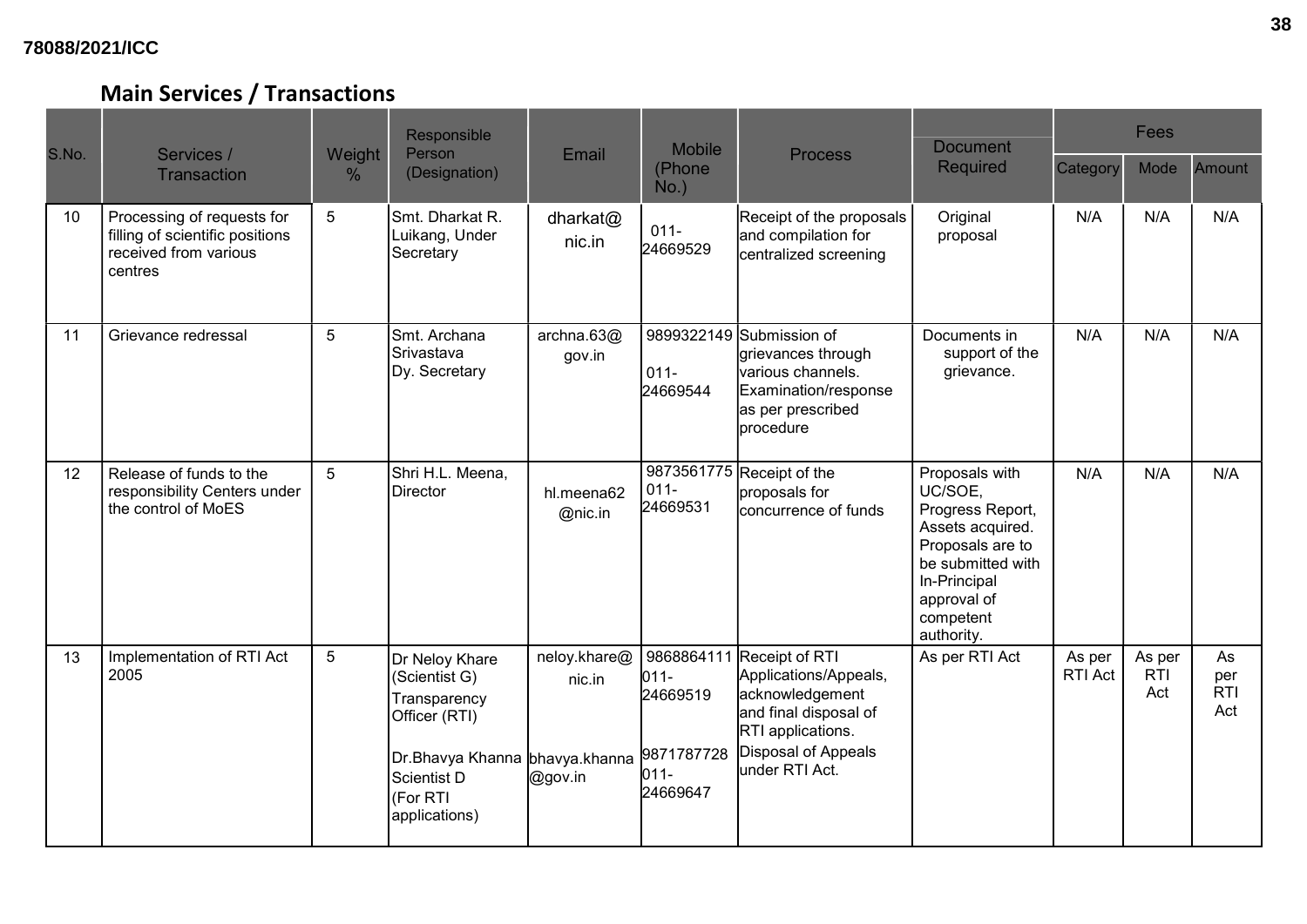## Main Services / Transactions

| S.No. | Services / Transaction | Weight % | Responsible Person (Designation) | Email | Mobile (Phone No.) | Process | Document Required | Fees | | |
|---|---|---|---|---|---|---|---|---|---|---|
| | | | | | | | | Category | Mode | Amount |
| 10 | Processing of requests for filling of scientific positions received from various centres | 5 | Smt. Dharkat R. Luikang, Under Secretary | dharkat@nic.in | 011-24669529 | Receipt of the proposals and compilation for centralized screening | Original proposal | N/A | N/A | N/A |
| 11 | Grievance redressal | 5 | Smt. Archana Srivastava Dy. Secretary | archna.63@gov.in | 9899322149<br>011-24669544 | Submission of grievances through various channels. Examination/response as per prescribed procedure | Documents in support of the grievance. | N/A | N/A | N/A |
| 12 | Release of funds to the responsibility Centers under the control of MoES | 5 | Shri H.L. Meena, Director | hl.meena62@nic.in | 9873561775<br>011-24669531 | Receipt of the proposals for concurrence of funds | Proposals with UC/SOE, Progress Report, Assets acquired. Proposals are to be submitted with In-Principal approval of competent authority. | N/A | N/A | N/A |
| 13 | Implementation of RTI Act 2005 | 5 | Dr Neloy Khare (Scientist G) Transparency Officer (RTI)<br><br>Dr.Bhavya Khanna Scientist D (For RTI applications) | neloy.khare@nic.in<br><br>bhavya.khanna@gov.in | 9868864111<br>011-24669519<br><br>9871787728<br>011-24669647 | Receipt of RTI Applications/Appeals, acknowledgement and final disposal of RTI applications. Disposal of Appeals under RTI Act. | As per RTI Act | As per RTI Act | As per RTI Act | As per RTI Act |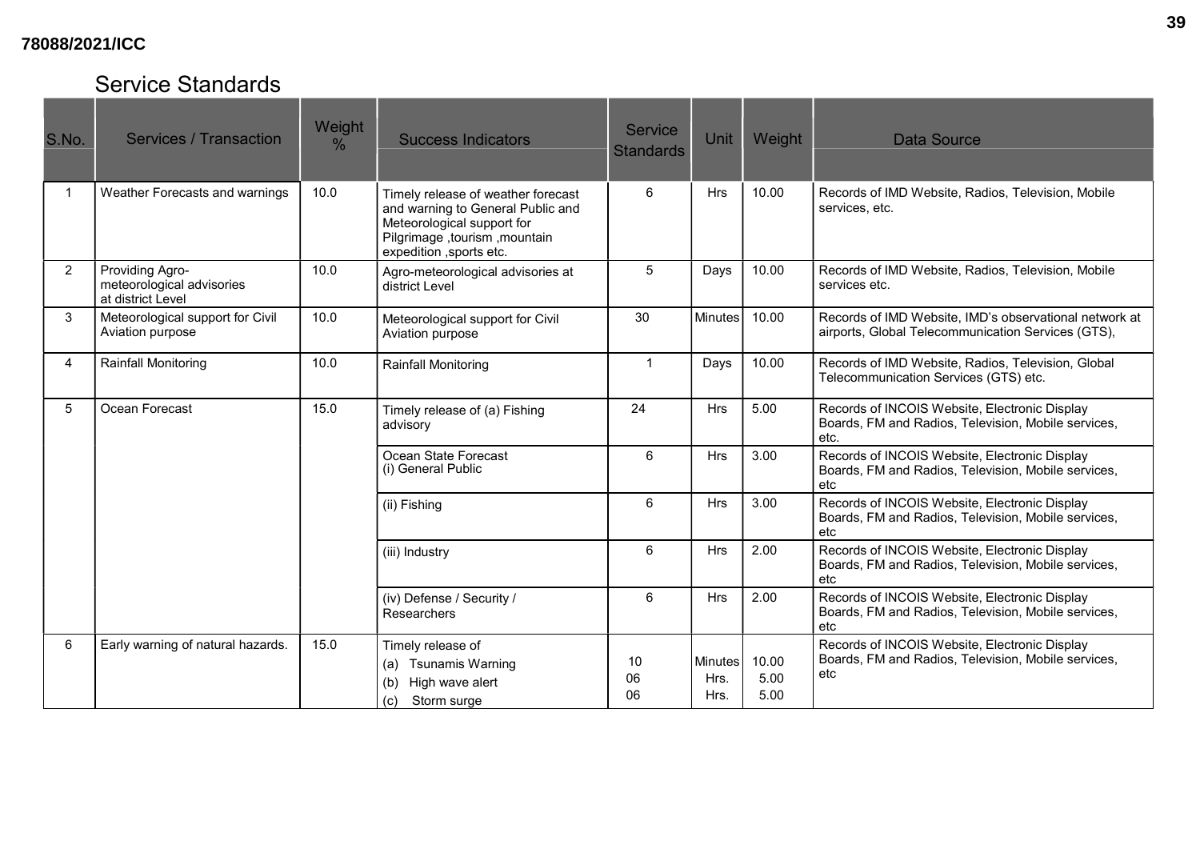## Service Standards

| S.No. | Services / Transaction | Weight % | Success Indicators | Service Standards | Unit | Weight | Data Source |
|---|---|---|---|---|---|---|---|
| 1 | Weather Forecasts and warnings | 10.0 | Timely release of weather forecast and warning to General Public and Meteorological support for Pilgrimage ,tourism ,mountain expedition ,sports etc. | 6 | Hrs | 10.00 | Records of IMD Website, Radios, Television, Mobile services, etc. |
| 2 | Providing Agro-meteorological advisories at district Level | 10.0 | Agro-meteorological advisories at district Level | 5 | Days | 10.00 | Records of IMD Website, Radios, Television, Mobile services etc. |
| 3 | Meteorological support for Civil Aviation purpose | 10.0 | Meteorological support for Civil Aviation purpose | 30 | Minutes | 10.00 | Records of IMD Website, IMD's observational network at airports, Global Telecommunication Services (GTS), |
| 4 | Rainfall Monitoring | 10.0 | Rainfall Monitoring | 1 | Days | 10.00 | Records of IMD Website, Radios, Television, Global Telecommunication Services (GTS) etc. |
| 5 | Ocean Forecast | 15.0 | Timely release of (a) Fishing advisory | 24 | Hrs | 5.00 | Records of INCOIS Website, Electronic Display Boards, FM and Radios, Television, Mobile services, etc. |
| | | | Ocean State Forecast (i) General Public | 6 | Hrs | 3.00 | Records of INCOIS Website, Electronic Display Boards, FM and Radios, Television, Mobile services, etc |
| | | | (ii) Fishing | 6 | Hrs | 3.00 | Records of INCOIS Website, Electronic Display Boards, FM and Radios, Television, Mobile services, etc |
| | | | (iii) Industry | 6 | Hrs | 2.00 | Records of INCOIS Website, Electronic Display Boards, FM and Radios, Television, Mobile services, etc |
| | | | (iv) Defense / Security / Researchers | 6 | Hrs | 2.00 | Records of INCOIS Website, Electronic Display Boards, FM and Radios, Television, Mobile services, etc |
| 6 | Early warning of natural hazards. | 15.0 | Timely release of (a) Tsunamis Warning (b) High wave alert (c) Storm surge | 10<br>06<br>06 | Minutes<br>Hrs.<br>Hrs. | 10.00<br>5.00<br>5.00 | Records of INCOIS Website, Electronic Display Boards, FM and Radios, Television, Mobile services, etc |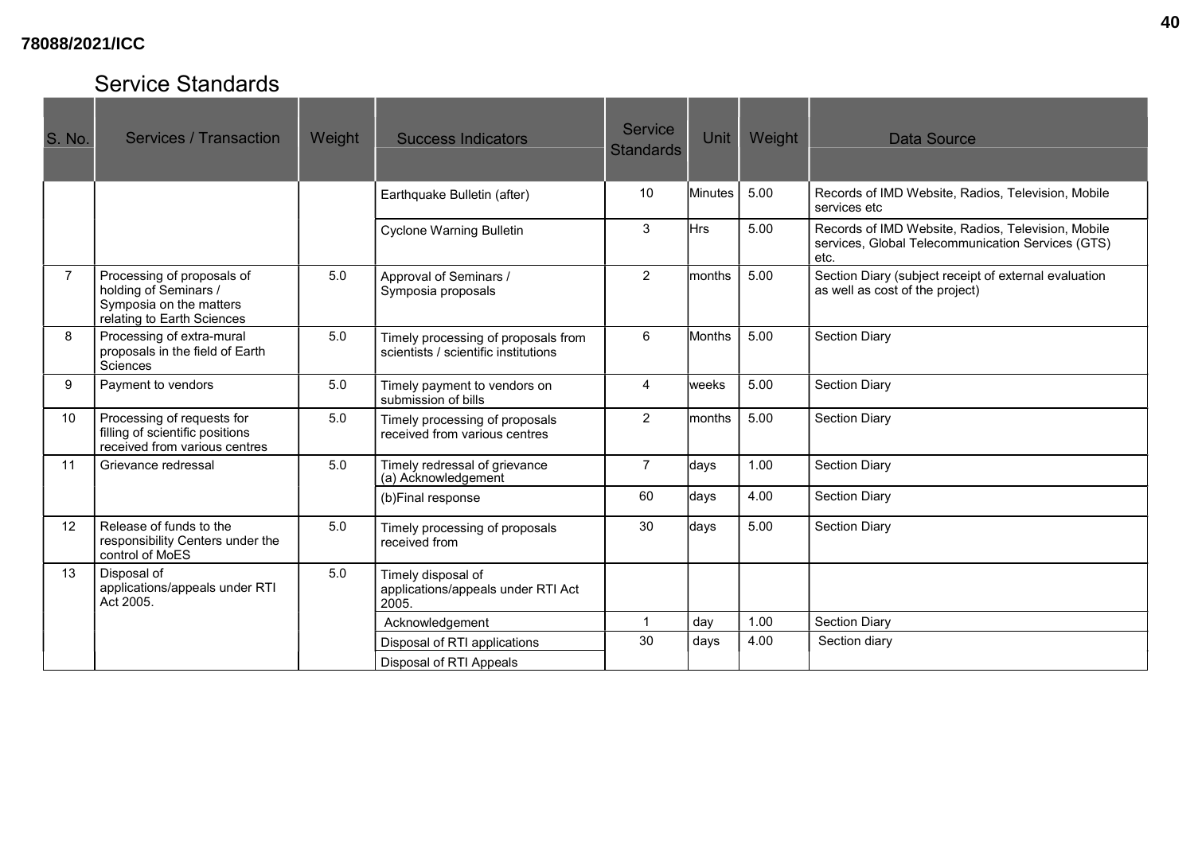## Service Standards

| S. No. | Services / Transaction | Weight | Success Indicators | Service Standards | Unit | Weight | Data Source |
|---|---|---|---|---|---|---|---|
| | | | Earthquake Bulletin (after) | 10 | Minutes | 5.00 | Records of IMD Website, Radios, Television, Mobile services etc |
| | | | Cyclone Warning Bulletin | 3 | Hrs | 5.00 | Records of IMD Website, Radios, Television, Mobile services, Global Telecommunication Services (GTS) etc. |
| 7 | Processing of proposals of holding of Seminars / Symposia on the matters relating to Earth Sciences | 5.0 | Approval of Seminars / Symposia proposals | 2 | months | 5.00 | Section Diary (subject receipt of external evaluation as well as cost of the project) |
| 8 | Processing of extra-mural proposals in the field of Earth Sciences | 5.0 | Timely processing of proposals from scientists / scientific institutions | 6 | Months | 5.00 | Section Diary |
| 9 | Payment to vendors | 5.0 | Timely payment to vendors on submission of bills | 4 | weeks | 5.00 | Section Diary |
| 10 | Processing of requests for filling of scientific positions received from various centres | 5.0 | Timely processing of proposals received from various centres | 2 | months | 5.00 | Section Diary |
| 11 | Grievance redressal | 5.0 | Timely redressal of grievance (a) Acknowledgement | 7 | days | 1.00 | Section Diary |
| | | | (b)Final response | 60 | days | 4.00 | Section Diary |
| 12 | Release of funds to the responsibility Centers under the control of MoES | 5.0 | Timely processing of proposals received from | 30 | days | 5.00 | Section Diary |
| 13 | Disposal of applications/appeals under RTI Act 2005. | 5.0 | Timely disposal of applications/appeals under RTI Act 2005. | | | | |
| | | | Acknowledgement | 1 | day | 1.00 | Section Diary |
| | | | Disposal of RTI applications | 30 | days | 4.00 | Section diary |
| | | | Disposal of RTI Appeals | | | | |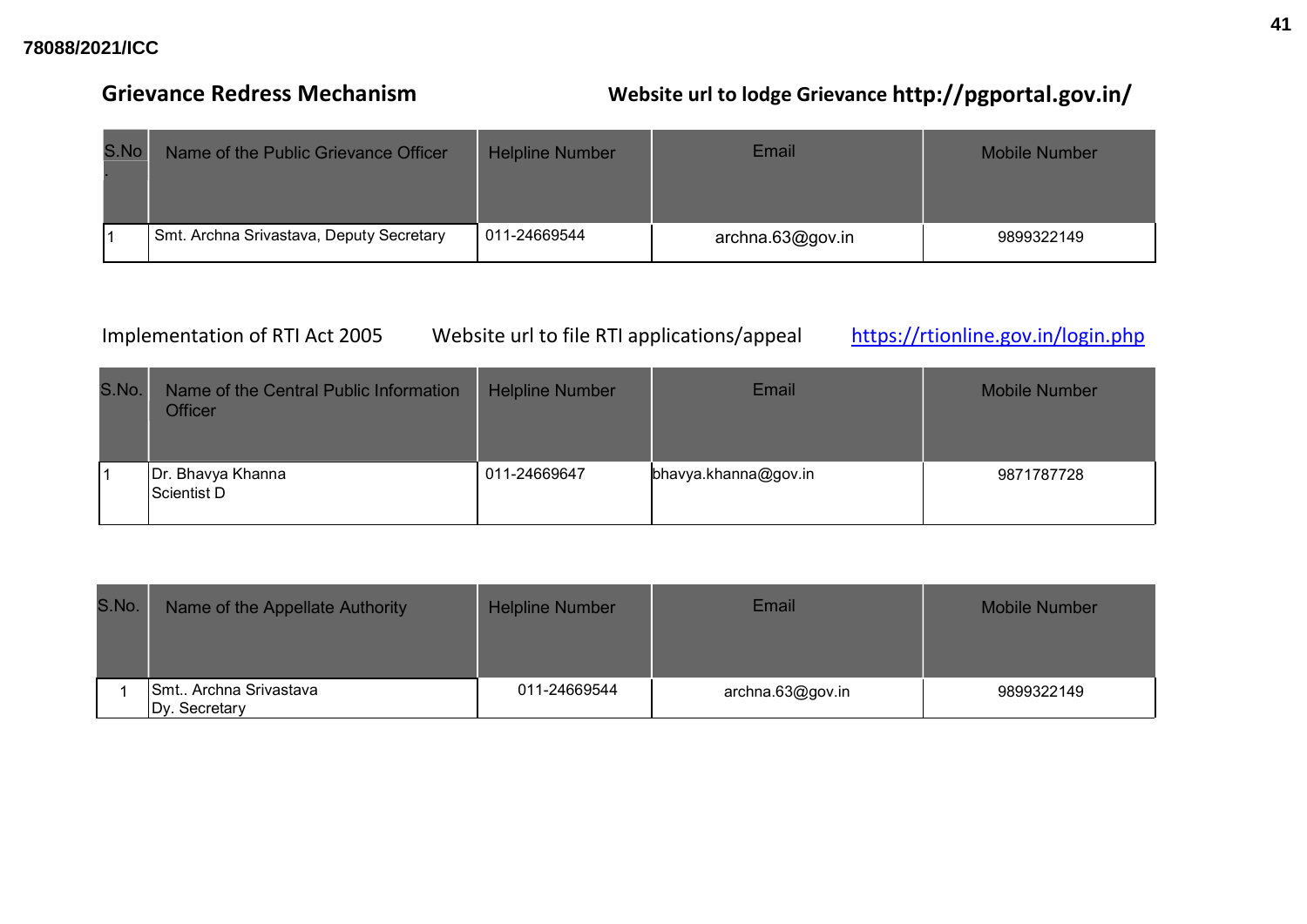78088/2021/ICC

## Grievance Redress Mechanism

**Website url to lodge Grievance http://pgportal.gov.in/**

| S.No. | Name of the Public Grievance Officer | Helpline Number | Email | Mobile Number |
|---|---|---|---|---|
| 1 | Smt. Archna Srivastava, Deputy Secretary | 011-24669544 | archna.63@gov.in | 9899322149 |

Implementation of RTI Act 2005 Website url to file RTI applications/appeal https://rtionline.gov.in/login.php

| S.No. | Name of the Central Public Information Officer | Helpline Number | Email | Mobile Number |
|---|---|---|---|---|
| 1 | Dr. Bhavya Khanna Scientist D | 011-24669647 | bhavya.khanna@gov.in | 9871787728 |

| S.No. | Name of the Appellate Authority | Helpline Number | Email | Mobile Number |
|---|---|---|---|---|
| 1 | Smt.. Archna Srivastava Dy. Secretary | 011-24669544 | archna.63@gov.in | 9899322149 |